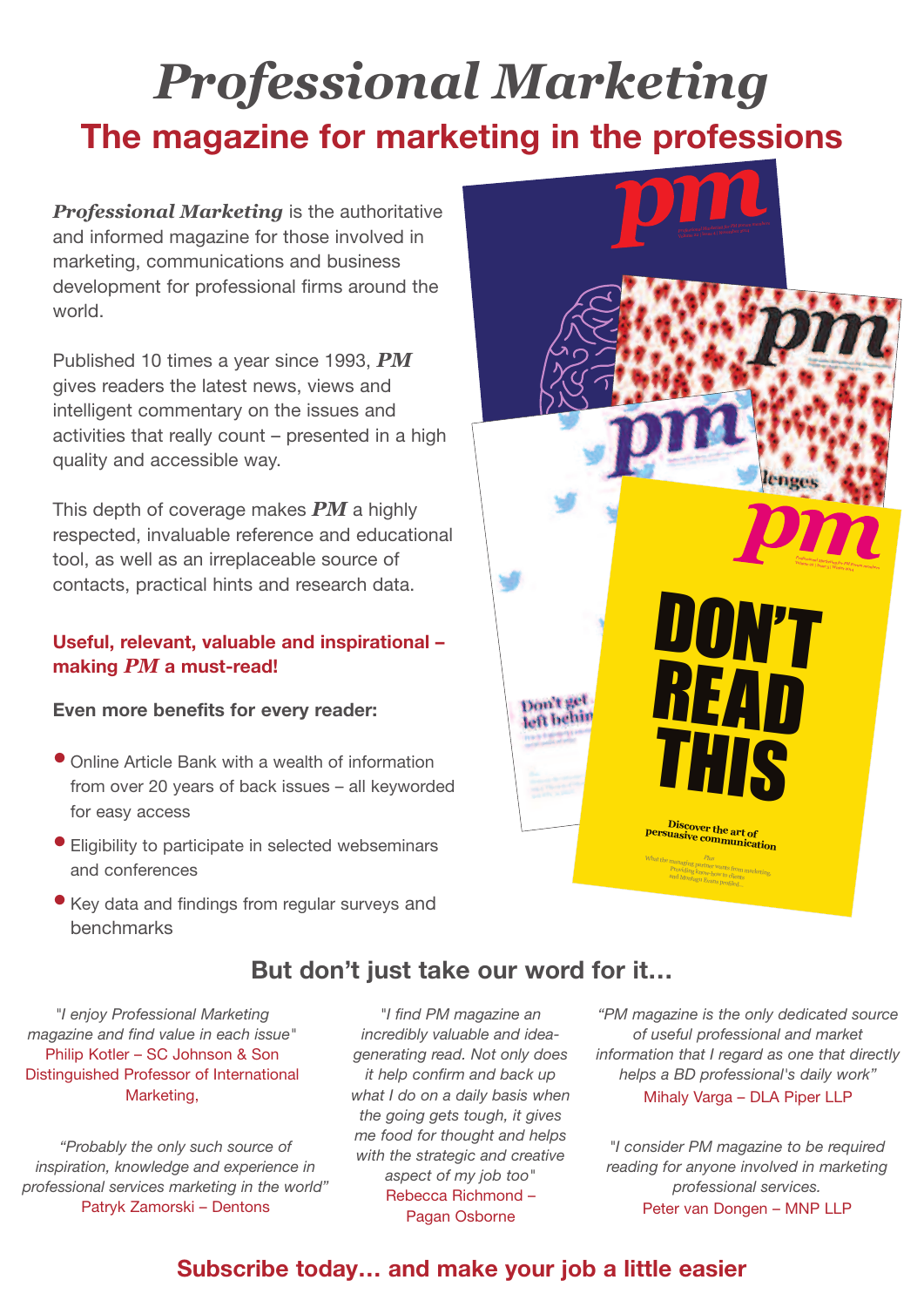# *Professional Marketing*

## The magazine for marketing in the professions

***Professional Marketing*** is the authoritative and informed magazine for those involved in marketing, communications and business development for professional firms around the world.

Published 10 times a year since 1993, ***PM*** gives readers the latest news, views and intelligent commentary on the issues and activities that really count – presented in a high quality and accessible way.

This depth of coverage makes ***PM*** a highly respected, invaluable reference and educational tool, as well as an irreplaceable source of contacts, practical hints and research data.

**Useful, relevant, valuable and inspirational – making *PM* a must-read!**

**Even more benefits for every reader:**

- Online Article Bank with a wealth of information from over 20 years of back issues – all keyworded for easy access
- Eligibility to participate in selected webseminars and conferences
- Key data and findings from regular surveys and benchmarks

## But don't just take our word for it…

*"I enjoy Professional Marketing magazine and find value in each issue"*
Philip Kotler – SC Johnson & Son Distinguished Professor of International Marketing,

*"Probably the only such source of inspiration, knowledge and experience in professional services marketing in the world"*
Patryk Zamorski – Dentons

*"I find PM magazine an incredibly valuable and idea-generating read. Not only does it help confirm and back up what I do on a daily basis when the going gets tough, it gives me food for thought and helps with the strategic and creative aspect of my job too"*
Rebecca Richmond – Pagan Osborne

*"PM magazine is the only dedicated source of useful professional and market information that I regard as one that directly helps a BD professional's daily work"*
Mihaly Varga – DLA Piper LLP

*"I consider PM magazine to be required reading for anyone involved in marketing professional services.*
Peter van Dongen – MNP LLP

**Subscribe today… and make your job a little easier**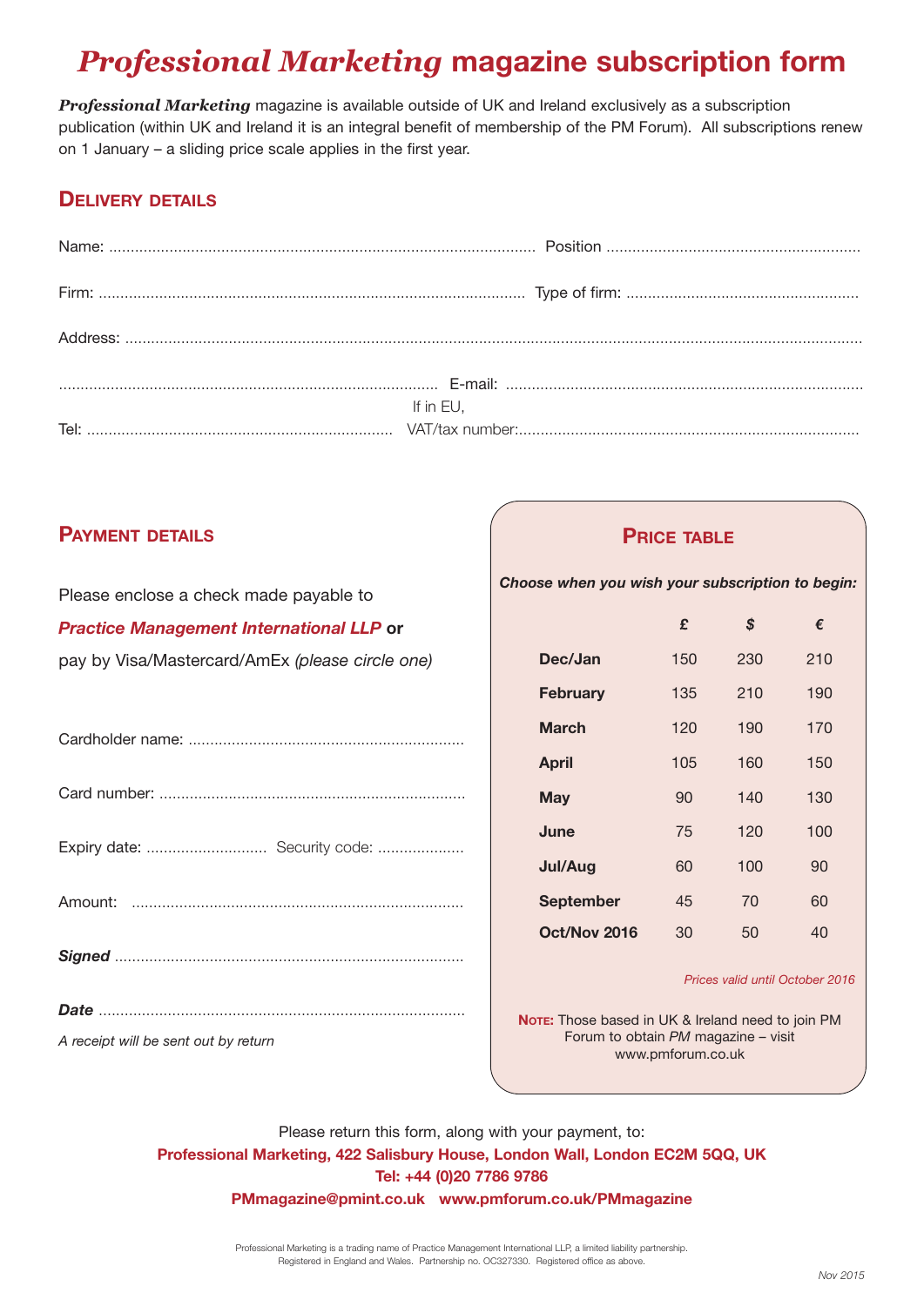# *Professional Marketing* magazine subscription form

***Professional Marketing*** magazine is available outside of UK and Ireland exclusively as a subscription publication (within UK and Ireland it is an integral benefit of membership of the PM Forum). All subscriptions renew on 1 January – a sliding price scale applies in the first year.

## Delivery details

Name: .................................................................................................. Position ..........................................................

Firm: .................................................................................................. Type of firm: .....................................................

Address: ..........................................................................................................................................................................

...................................................................................... E-mail: ...................................................................................

Tel: ...................................................................... If in EU, VAT/tax number: ..............................................................................

## Payment details

Please enclose a check made payable to

***Practice Management International LLP*** **or**

pay by Visa/Mastercard/AmEx *(please circle one)*

Cardholder name: ...............................................................

Card number: ......................................................................

Expiry date: ............................ Security code: ....................

Amount: ............................................................................

***Signed*** ................................................................................

***Date*** ....................................................................................

*A receipt will be sent out by return*

## Price table

***Choose when you wish your subscription to begin:***

| | £ | $ | € |
|---|---|---|---|
| **Dec/Jan** | 150 | 230 | 210 |
| **February** | 135 | 210 | 190 |
| **March** | 120 | 190 | 170 |
| **April** | 105 | 160 | 150 |
| **May** | 90 | 140 | 130 |
| **June** | 75 | 120 | 100 |
| **Jul/Aug** | 60 | 100 | 90 |
| **September** | 45 | 70 | 60 |
| **Oct/Nov 2016** | 30 | 50 | 40 |

*Prices valid until October 2016*

**Note:** Those based in UK & Ireland need to join PM Forum to obtain *PM* magazine – visit www.pmforum.co.uk

Please return this form, along with your payment, to:

**Professional Marketing, 422 Salisbury House, London Wall, London EC2M 5QQ, UK**

**Tel: +44 (0)20 7786 9786**

**PMmagazine@pmint.co.uk www.pmforum.co.uk/PMmagazine**

Professional Marketing is a trading name of Practice Management International LLP, a limited liability partnership. Registered in England and Wales. Partnership no. OC327330. Registered office as above.

*Nov 2015*